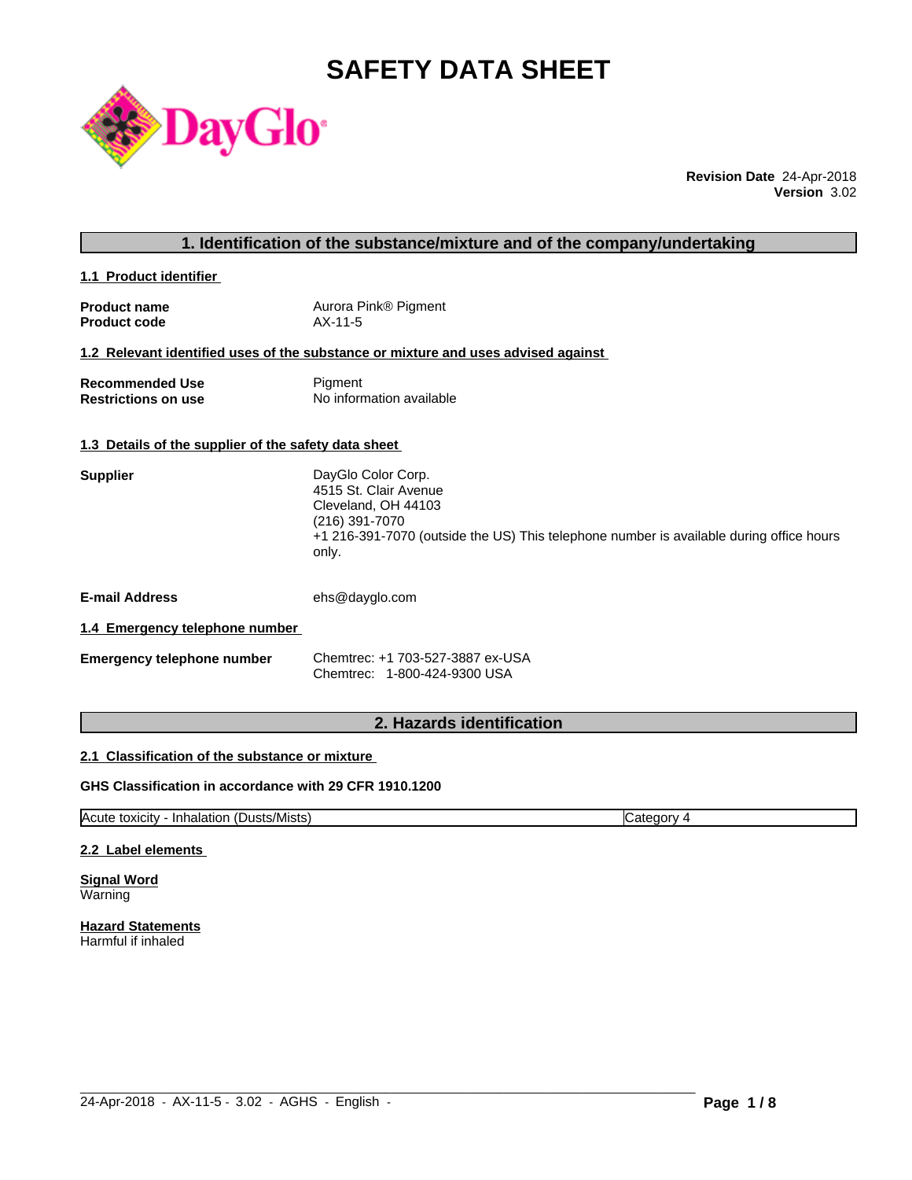# SAFETY DATA SHEET

**Revision Date** 24-Apr-2018
**Version** 3.02

## 1. Identification of the substance/mixture and of the company/undertaking

### 1.1 Product identifier

**Product name** Aurora Pink® Pigment
**Product code** AX-11-5

### 1.2 Relevant identified uses of the substance or mixture and uses advised against

**Recommended Use** Pigment
**Restrictions on use** No information available

### 1.3 Details of the supplier of the safety data sheet

**Supplier**
DayGlo Color Corp.
4515 St. Clair Avenue
Cleveland, OH 44103
(216) 391-7070
+1 216-391-7070 (outside the US) This telephone number is available during office hours only.

**E-mail Address** ehs@dayglo.com

### 1.4 Emergency telephone number

**Emergency telephone number**
Chemtrec: +1 703-527-3887 ex-USA
Chemtrec: 1-800-424-9300 USA

## 2. Hazards identification

### 2.1 Classification of the substance or mixture

**GHS Classification in accordance with 29 CFR 1910.1200**

| Acute toxicity - Inhalation (Dusts/Mists) | Category 4 |
|---|---|

### 2.2 Label elements

**Signal Word**
Warning

**Hazard Statements**
Harmful if inhaled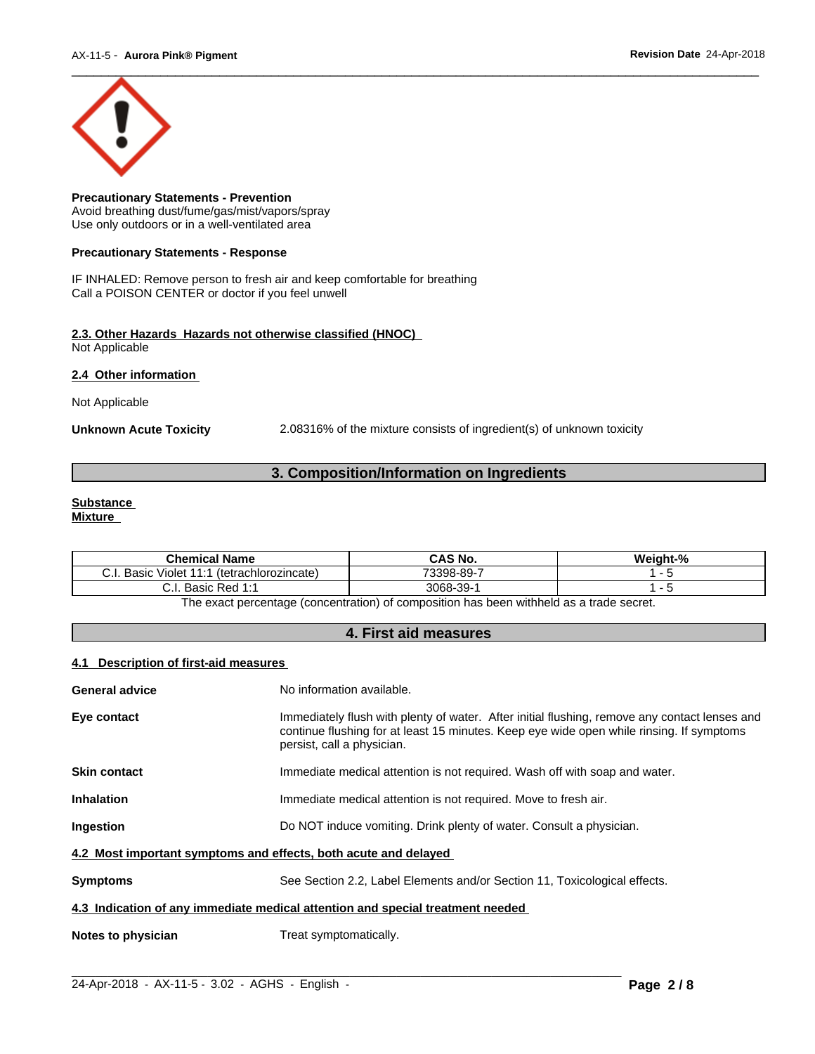**Precautionary Statements - Prevention**
Avoid breathing dust/fume/gas/mist/vapors/spray
Use only outdoors or in a well-ventilated area

**Precautionary Statements - Response**

IF INHALED: Remove person to fresh air and keep comfortable for breathing
Call a POISON CENTER or doctor if you feel unwell

### 2.3. Other Hazards Hazards not otherwise classified (HNOC)

Not Applicable

### 2.4 Other information

Not Applicable

**Unknown Acute Toxicity** 2.08316% of the mixture consists of ingredient(s) of unknown toxicity

## 3. Composition/Information on Ingredients

**Substance**
**Mixture**

| Chemical Name | CAS No. | Weight-% |
| --- | --- | --- |
| C.I. Basic Violet 11:1 (tetrachlorozincate) | 73398-89-7 | 1 - 5 |
| C.I. Basic Red 1:1 | 3068-39-1 | 1 - 5 |

The exact percentage (concentration) of composition has been withheld as a trade secret.

## 4. First aid measures

### 4.1 Description of first-aid measures

**General advice** No information available.

**Eye contact** Immediately flush with plenty of water. After initial flushing, remove any contact lenses and continue flushing for at least 15 minutes. Keep eye wide open while rinsing. If symptoms persist, call a physician.

**Skin contact** Immediate medical attention is not required. Wash off with soap and water.

**Inhalation** Immediate medical attention is not required. Move to fresh air.

**Ingestion** Do NOT induce vomiting. Drink plenty of water. Consult a physician.

### 4.2 Most important symptoms and effects, both acute and delayed

**Symptoms** See Section 2.2, Label Elements and/or Section 11, Toxicological effects.

### 4.3 Indication of any immediate medical attention and special treatment needed

**Notes to physician** Treat symptomatically.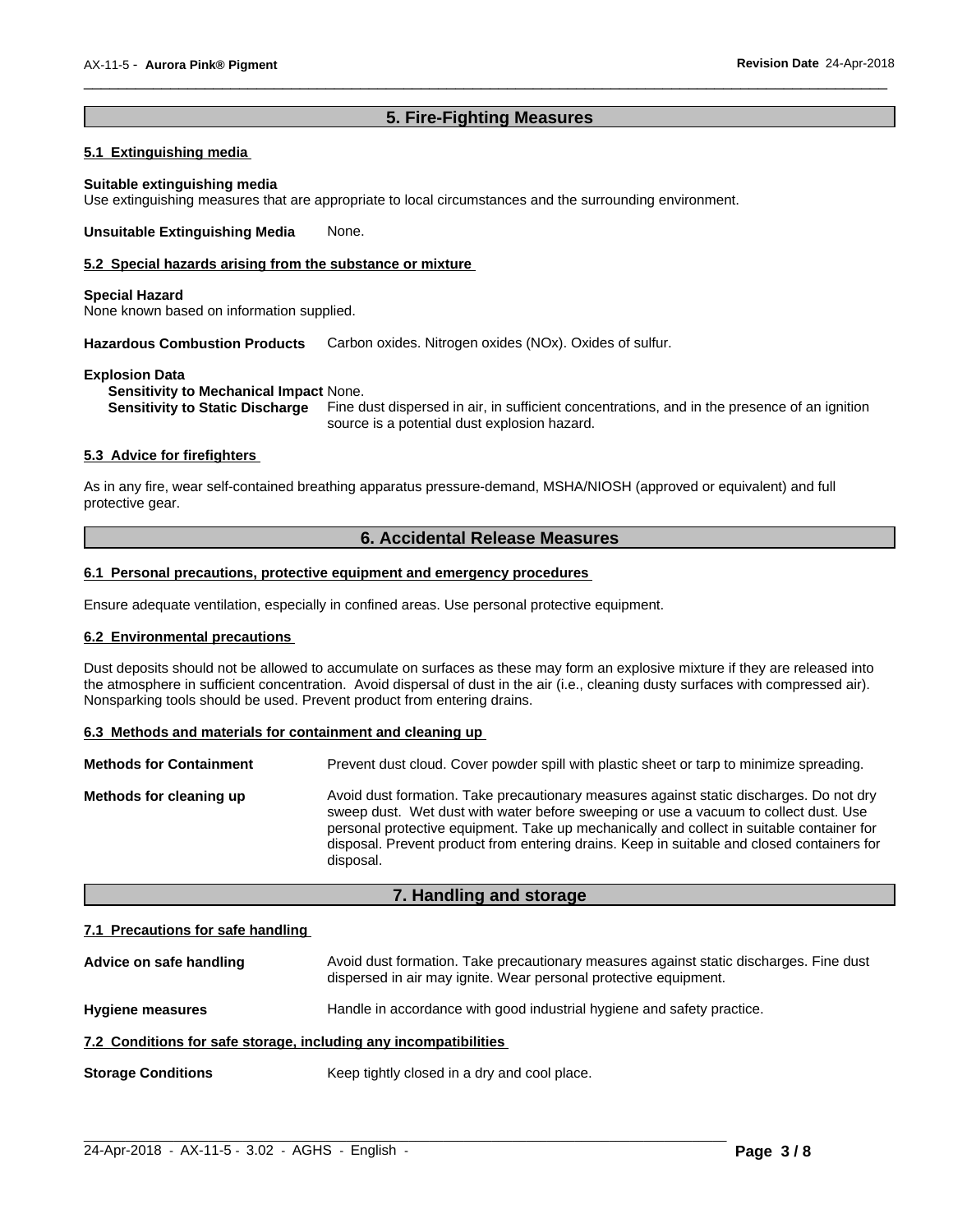## 5. Fire-Fighting Measures

### 5.1 Extinguishing media

**Suitable extinguishing media**
Use extinguishing measures that are appropriate to local circumstances and the surrounding environment.

**Unsuitable Extinguishing Media** None.

### 5.2 Special hazards arising from the substance or mixture

**Special Hazard**
None known based on information supplied.

**Hazardous Combustion Products** Carbon oxides. Nitrogen oxides (NOx). Oxides of sulfur.

**Explosion Data**
**Sensitivity to Mechanical Impact** None.
**Sensitivity to Static Discharge** Fine dust dispersed in air, in sufficient concentrations, and in the presence of an ignition source is a potential dust explosion hazard.

### 5.3 Advice for firefighters

As in any fire, wear self-contained breathing apparatus pressure-demand, MSHA/NIOSH (approved or equivalent) and full protective gear.

## 6. Accidental Release Measures

### 6.1 Personal precautions, protective equipment and emergency procedures

Ensure adequate ventilation, especially in confined areas. Use personal protective equipment.

### 6.2 Environmental precautions

Dust deposits should not be allowed to accumulate on surfaces as these may form an explosive mixture if they are released into the atmosphere in sufficient concentration. Avoid dispersal of dust in the air (i.e., cleaning dusty surfaces with compressed air). Nonsparking tools should be used. Prevent product from entering drains.

### 6.3 Methods and materials for containment and cleaning up

**Methods for Containment** Prevent dust cloud. Cover powder spill with plastic sheet or tarp to minimize spreading.

**Methods for cleaning up** Avoid dust formation. Take precautionary measures against static discharges. Do not dry sweep dust. Wet dust with water before sweeping or use a vacuum to collect dust. Use personal protective equipment. Take up mechanically and collect in suitable container for disposal. Prevent product from entering drains. Keep in suitable and closed containers for disposal.

## 7. Handling and storage

### 7.1 Precautions for safe handling

**Advice on safe handling** Avoid dust formation. Take precautionary measures against static discharges. Fine dust dispersed in air may ignite. Wear personal protective equipment.

**Hygiene measures** Handle in accordance with good industrial hygiene and safety practice.

### 7.2 Conditions for safe storage, including any incompatibilities

**Storage Conditions** Keep tightly closed in a dry and cool place.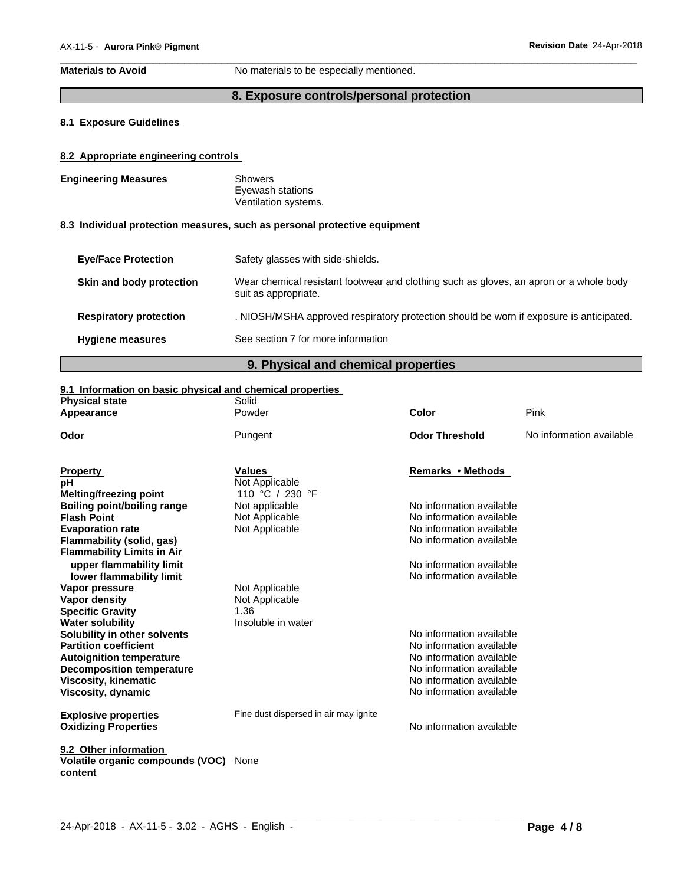| | |
|---|---|
| **Materials to Avoid** | No materials to be especially mentioned. |

## 8. Exposure controls/personal protection

### 8.1 Exposure Guidelines

### 8.2 Appropriate engineering controls

| | |
|---|---|
| **Engineering Measures** | Showers<br>Eyewash stations<br>Ventilation systems. |

### 8.3 Individual protection measures, such as personal protective equipment

| | |
|---|---|
| **Eye/Face Protection** | Safety glasses with side-shields. |
| **Skin and body protection** | Wear chemical resistant footwear and clothing such as gloves, an apron or a whole body suit as appropriate. |
| **Respiratory protection** | . NIOSH/MSHA approved respiratory protection should be worn if exposure is anticipated. |
| **Hygiene measures** | See section 7 for more information |

## 9. Physical and chemical properties

### 9.1 Information on basic physical and chemical properties

| | | | |
|---|---|---|---|
| **Physical state** | Solid | | |
| **Appearance** | Powder | **Color** | Pink |
| **Odor** | Pungent | **Odor Threshold** | No information available |

| **Property** | **Values** | **Remarks • Methods** |
|---|---|---|
| **pH** | Not Applicable | |
| **Melting/freezing point** | 110 °C / 230 °F | |
| **Boiling point/boiling range** | Not applicable | No information available |
| **Flash Point** | Not Applicable | No information available |
| **Evaporation rate** | Not Applicable | No information available |
| **Flammability (solid, gas)** | | No information available |
| **Flammability Limits in Air** | | |
| **upper flammability limit** | | No information available |
| **lower flammability limit** | | No information available |
| **Vapor pressure** | Not Applicable | |
| **Vapor density** | Not Applicable | |
| **Specific Gravity** | 1.36 | |
| **Water solubility** | Insoluble in water | |
| **Solubility in other solvents** | | No information available |
| **Partition coefficient** | | No information available |
| **Autoignition temperature** | | No information available |
| **Decomposition temperature** | | No information available |
| **Viscosity, kinematic** | | No information available |
| **Viscosity, dynamic** | | No information available |
| **Explosive properties** | Fine dust dispersed in air may ignite | |
| **Oxidizing Properties** | | No information available |

### 9.2 Other information

| | |
|---|---|
| **Volatile organic compounds (VOC) content** | None |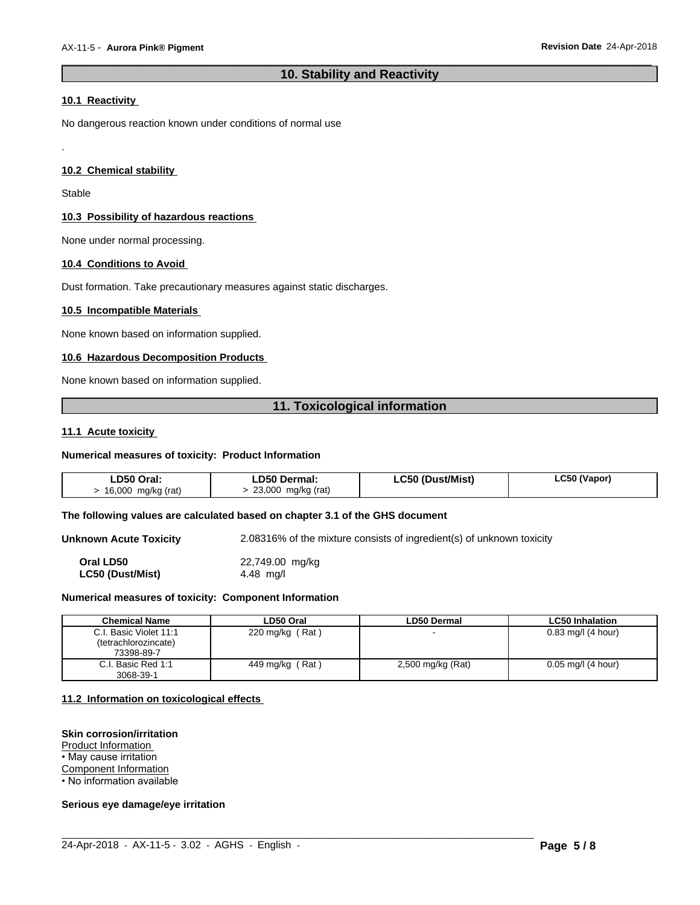## 10. Stability and Reactivity

### 10.1 Reactivity

No dangerous reaction known under conditions of normal use

.

### 10.2 Chemical stability

Stable

### 10.3 Possibility of hazardous reactions

None under normal processing.

### 10.4 Conditions to Avoid

Dust formation. Take precautionary measures against static discharges.

### 10.5 Incompatible Materials

None known based on information supplied.

### 10.6 Hazardous Decomposition Products

None known based on information supplied.

## 11. Toxicological information

### 11.1 Acute toxicity

**Numerical measures of toxicity: Product Information**

| LD50 Oral: | LD50 Dermal: | LC50 (Dust/Mist) | LC50 (Vapor) |
|---|---|---|---|
| > 16,000 mg/kg (rat) | > 23,000 mg/kg (rat) | | |

**The following values are calculated based on chapter 3.1 of the GHS document**

**Unknown Acute Toxicity** 2.08316% of the mixture consists of ingredient(s) of unknown toxicity

**Oral LD50** 22,749.00 mg/kg
**LC50 (Dust/Mist)** 4.48 mg/l

**Numerical measures of toxicity: Component Information**

| Chemical Name | LD50 Oral | LD50 Dermal | LC50 Inhalation |
|---|---|---|---|
| C.I. Basic Violet 11:1 (tetrachlorozincate) 73398-89-7 | 220 mg/kg ( Rat ) | - | 0.83 mg/l (4 hour) |
| C.I. Basic Red 1:1 3068-39-1 | 449 mg/kg ( Rat ) | 2,500 mg/kg (Rat) | 0.05 mg/l (4 hour) |

### 11.2 Information on toxicological effects

**Skin corrosion/irritation**
Product Information
• May cause irritation
Component Information
• No information available

**Serious eye damage/eye irritation**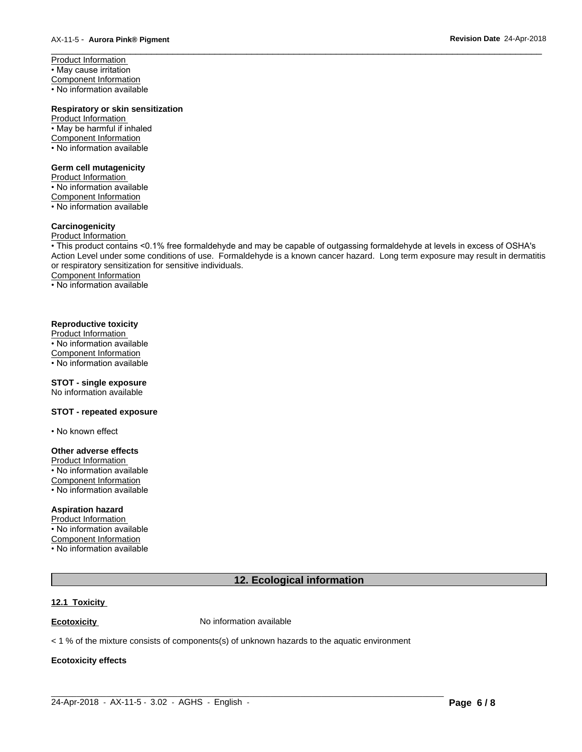Product Information
• May cause irritation
Component Information
• No information available

**Respiratory or skin sensitization**
Product Information
• May be harmful if inhaled
Component Information
• No information available

**Germ cell mutagenicity**
Product Information
• No information available
Component Information
• No information available

**Carcinogenicity**
Product Information
• This product contains <0.1% free formaldehyde and may be capable of outgassing formaldehyde at levels in excess of OSHA's Action Level under some conditions of use. Formaldehyde is a known cancer hazard. Long term exposure may result in dermatitis or respiratory sensitization for sensitive individuals.
Component Information
• No information available

**Reproductive toxicity**
Product Information
• No information available
Component Information
• No information available

**STOT - single exposure**
No information available

**STOT - repeated exposure**

• No known effect

**Other adverse effects**
Product Information
• No information available
Component Information
• No information available

**Aspiration hazard**
Product Information
• No information available
Component Information
• No information available

## 12. Ecological information

**12.1 Toxicity**

**Ecotoxicity** No information available

< 1 % of the mixture consists of components(s) of unknown hazards to the aquatic environment

**Ecotoxicity effects**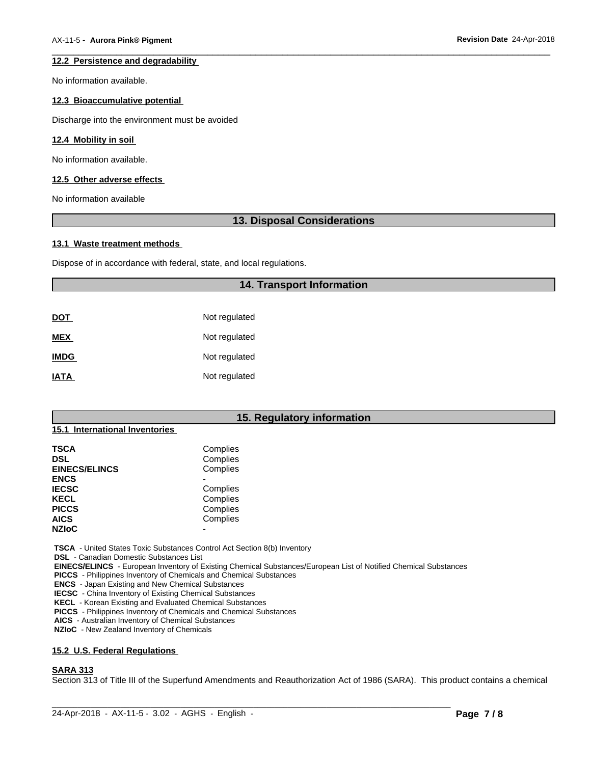### 12.2 Persistence and degradability

No information available.

### 12.3 Bioaccumulative potential

Discharge into the environment must be avoided

### 12.4 Mobility in soil

No information available.

### 12.5 Other adverse effects

No information available

## 13. Disposal Considerations

### 13.1 Waste treatment methods

Dispose of in accordance with federal, state, and local regulations.

## 14. Transport Information

| | |
|---|---|
| **DOT** | Not regulated |
| **MEX** | Not regulated |
| **IMDG** | Not regulated |
| **IATA** | Not regulated |

## 15. Regulatory information

### 15.1 International Inventories

| | |
|---|---|
| **TSCA** | Complies |
| **DSL** | Complies |
| **EINECS/ELINCS** | Complies |
| **ENCS** | - |
| **IECSC** | Complies |
| **KECL** | Complies |
| **PICCS** | Complies |
| **AICS** | Complies |
| **NZIoC** | - |

**TSCA** - United States Toxic Substances Control Act Section 8(b) Inventory
**DSL** - Canadian Domestic Substances List
**EINECS/ELINCS** - European Inventory of Existing Chemical Substances/European List of Notified Chemical Substances
**PICCS** - Philippines Inventory of Chemicals and Chemical Substances
**ENCS** - Japan Existing and New Chemical Substances
**IECSC** - China Inventory of Existing Chemical Substances
**KECL** - Korean Existing and Evaluated Chemical Substances
**PICCS** - Philippines Inventory of Chemicals and Chemical Substances
**AICS** - Australian Inventory of Chemical Substances
**NZIoC** - New Zealand Inventory of Chemicals

### 15.2 U.S. Federal Regulations

**SARA 313**

Section 313 of Title III of the Superfund Amendments and Reauthorization Act of 1986 (SARA). This product contains a chemical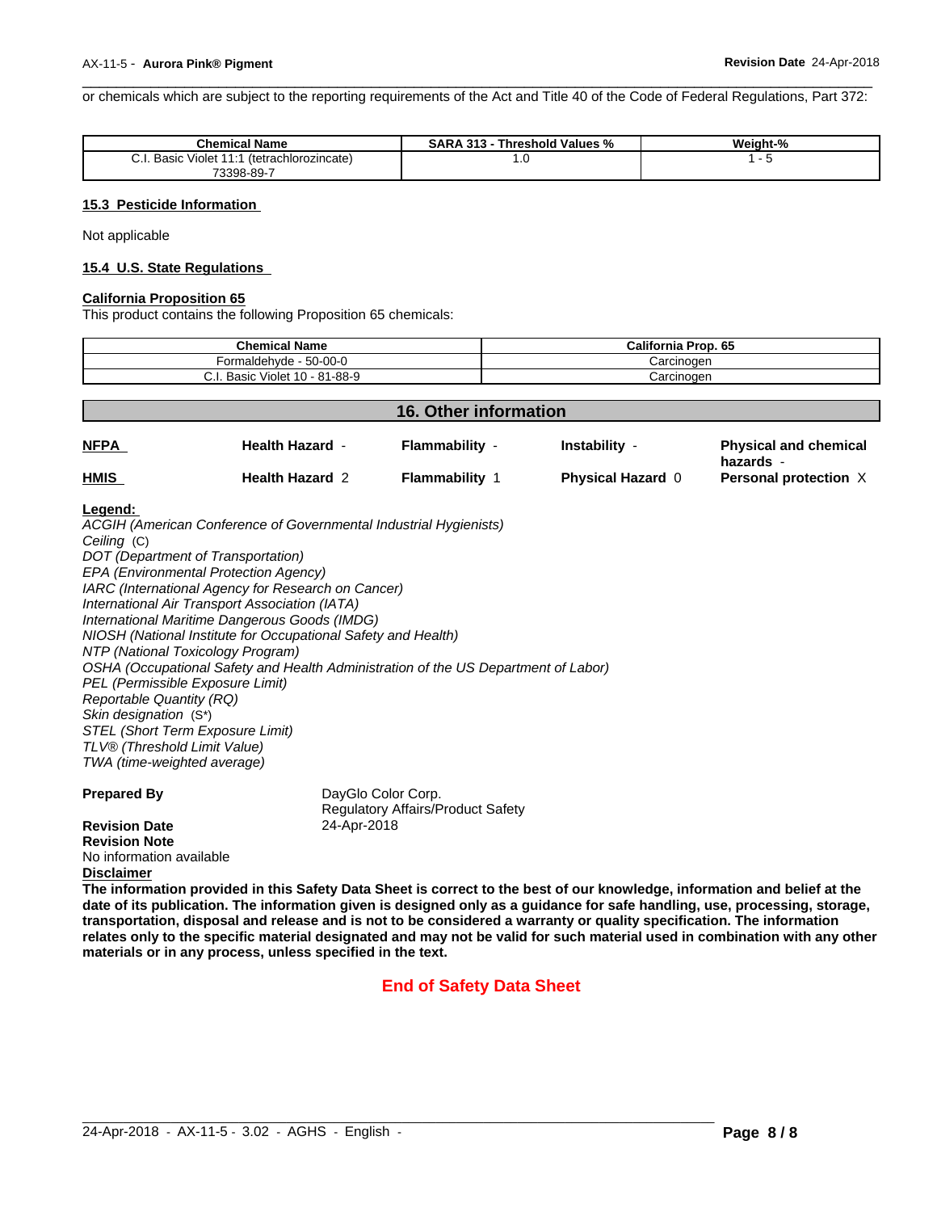or chemicals which are subject to the reporting requirements of the Act and Title 40 of the Code of Federal Regulations, Part 372:

| Chemical Name | SARA 313 - Threshold Values % | Weight-% |
|---|---|---|
| C.I. Basic Violet 11:1 (tetrachlorozincate) 73398-89-7 | 1.0 | 1 - 5 |

### 15.3 Pesticide Information

Not applicable

### 15.4 U.S. State Regulations

**California Proposition 65**
This product contains the following Proposition 65 chemicals:

| Chemical Name | California Prop. 65 |
|---|---|
| Formaldehyde - 50-00-0 | Carcinogen |
| C.I. Basic Violet 10 - 81-88-9 | Carcinogen |

## 16. Other information

| | | | | |
|---|---|---|---|---|
| **NFPA** | **Health Hazard** - | **Flammability** - | **Instability** - | **Physical and chemical hazards** - |
| **HMIS** | **Health Hazard** 2 | **Flammability** 1 | **Physical Hazard** 0 | **Personal protection** X |

**Legend:**
*ACGIH (American Conference of Governmental Industrial Hygienists)*
*Ceiling* (C)
*DOT (Department of Transportation)*
*EPA (Environmental Protection Agency)*
*IARC (International Agency for Research on Cancer)*
*International Air Transport Association (IATA)*
*International Maritime Dangerous Goods (IMDG)*
*NIOSH (National Institute for Occupational Safety and Health)*
*NTP (National Toxicology Program)*
*OSHA (Occupational Safety and Health Administration of the US Department of Labor)*
*PEL (Permissible Exposure Limit)*
*Reportable Quantity (RQ)*
*Skin designation* (S*)
*STEL (Short Term Exposure Limit)*
*TLV® (Threshold Limit Value)*
*TWA (time-weighted average)*

**Prepared By** DayGlo Color Corp.
Regulatory Affairs/Product Safety

**Revision Date** 24-Apr-2018

**Revision Note**
No information available

**Disclaimer**
**The information provided in this Safety Data Sheet is correct to the best of our knowledge, information and belief at the date of its publication. The information given is designed only as a guidance for safe handling, use, processing, storage, transportation, disposal and release and is not to be considered a warranty or quality specification. The information relates only to the specific material designated and may not be valid for such material used in combination with any other materials or in any process, unless specified in the text.**

**End of Safety Data Sheet**